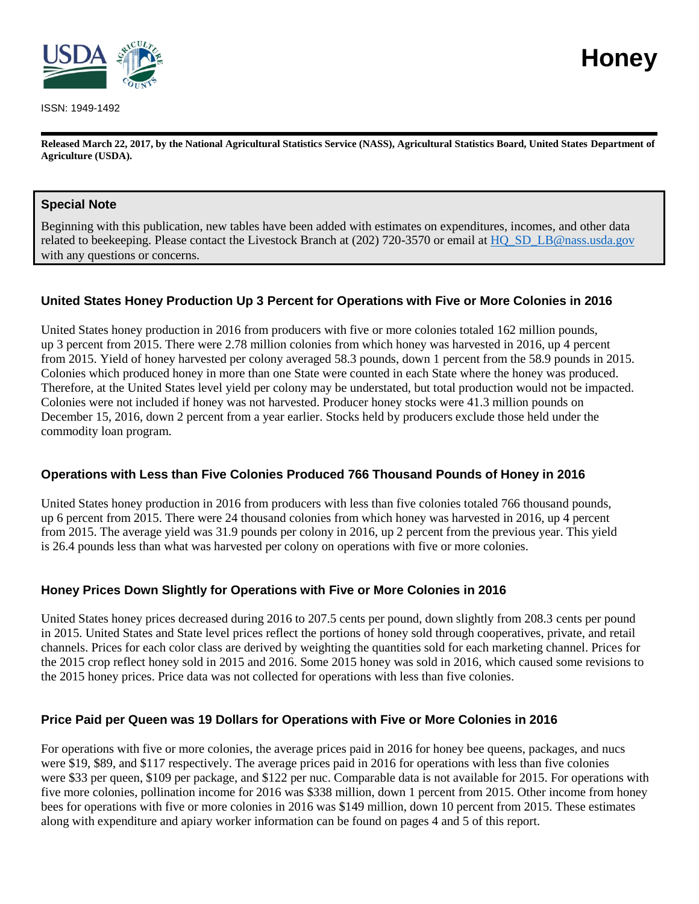# Honey

ISSN: 1949-1492

**Released March 22, 2017, by the National Agricultural Statistics Service (NASS), Agricultural Statistics Board, United States Department of Agriculture (USDA).**

## Special Note

Beginning with this publication, new tables have been added with estimates on expenditures, incomes, and other data related to beekeeping. Please contact the Livestock Branch at (202) 720-3570 or email at [HQ_SD_LB@nass.usda.gov](mailto:HQ_SD_LB@nass.usda.gov) with any questions or concerns.

## United States Honey Production Up 3 Percent for Operations with Five or More Colonies in 2016

United States honey production in 2016 from producers with five or more colonies totaled 162 million pounds, up 3 percent from 2015. There were 2.78 million colonies from which honey was harvested in 2016, up 4 percent from 2015. Yield of honey harvested per colony averaged 58.3 pounds, down 1 percent from the 58.9 pounds in 2015. Colonies which produced honey in more than one State were counted in each State where the honey was produced. Therefore, at the United States level yield per colony may be understated, but total production would not be impacted. Colonies were not included if honey was not harvested. Producer honey stocks were 41.3 million pounds on December 15, 2016, down 2 percent from a year earlier. Stocks held by producers exclude those held under the commodity loan program.

## Operations with Less than Five Colonies Produced 766 Thousand Pounds of Honey in 2016

United States honey production in 2016 from producers with less than five colonies totaled 766 thousand pounds, up 6 percent from 2015. There were 24 thousand colonies from which honey was harvested in 2016, up 4 percent from 2015. The average yield was 31.9 pounds per colony in 2016, up 2 percent from the previous year. This yield is 26.4 pounds less than what was harvested per colony on operations with five or more colonies.

## Honey Prices Down Slightly for Operations with Five or More Colonies in 2016

United States honey prices decreased during 2016 to 207.5 cents per pound, down slightly from 208.3 cents per pound in 2015. United States and State level prices reflect the portions of honey sold through cooperatives, private, and retail channels. Prices for each color class are derived by weighting the quantities sold for each marketing channel. Prices for the 2015 crop reflect honey sold in 2015 and 2016. Some 2015 honey was sold in 2016, which caused some revisions to the 2015 honey prices. Price data was not collected for operations with less than five colonies.

## Price Paid per Queen was 19 Dollars for Operations with Five or More Colonies in 2016

For operations with five or more colonies, the average prices paid in 2016 for honey bee queens, packages, and nucs were $19, $89, and $117 respectively. The average prices paid in 2016 for operations with less than five colonies were $33 per queen, $109 per package, and $122 per nuc. Comparable data is not available for 2015. For operations with five more colonies, pollination income for 2016 was $338 million, down 1 percent from 2015. Other income from honey bees for operations with five or more colonies in 2016 was $149 million, down 10 percent from 2015. These estimates along with expenditure and apiary worker information can be found on pages 4 and 5 of this report.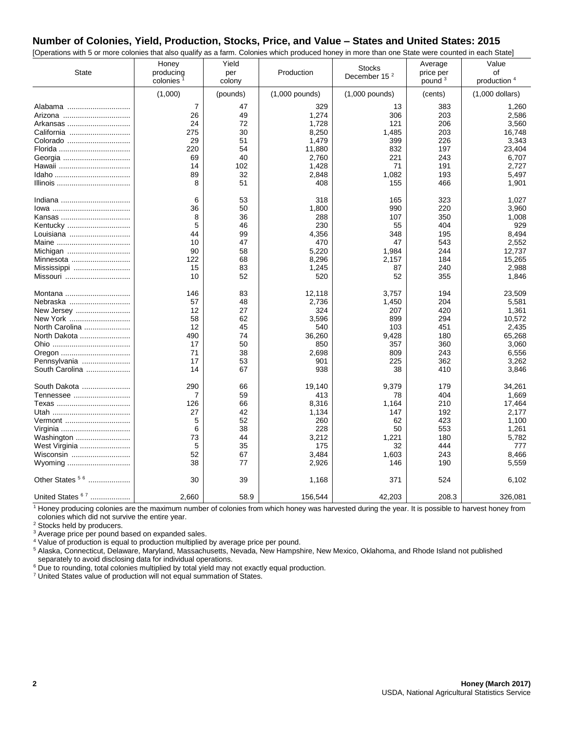## Number of Colonies, Yield, Production, Stocks, Price, and Value – States and United States: 2015

[Operations with 5 or more colonies that also qualify as a farm. Colonies which produced honey in more than one State were counted in each State]

| State | Honey producing colonies [1] | Yield per colony | Production | Stocks December 15 [2] | Average price per pound [3] | Value of production [4] |
|---|---|---|---|---|---|---|
| | (1,000) | (pounds) | (1,000 pounds) | (1,000 pounds) | (cents) | (1,000 dollars) |
| Alabama | 7 | 47 | 329 | 13 | 383 | 1,260 |
| Arizona | 26 | 49 | 1,274 | 306 | 203 | 2,586 |
| Arkansas | 24 | 72 | 1,728 | 121 | 206 | 3,560 |
| California | 275 | 30 | 8,250 | 1,485 | 203 | 16,748 |
| Colorado | 29 | 51 | 1,479 | 399 | 226 | 3,343 |
| Florida | 220 | 54 | 11,880 | 832 | 197 | 23,404 |
| Georgia | 69 | 40 | 2,760 | 221 | 243 | 6,707 |
| Hawaii | 14 | 102 | 1,428 | 71 | 191 | 2,727 |
| Idaho | 89 | 32 | 2,848 | 1,082 | 193 | 5,497 |
| Illinois | 8 | 51 | 408 | 155 | 466 | 1,901 |
| Indiana | 6 | 53 | 318 | 165 | 323 | 1,027 |
| Iowa | 36 | 50 | 1,800 | 990 | 220 | 3,960 |
| Kansas | 8 | 36 | 288 | 107 | 350 | 1,008 |
| Kentucky | 5 | 46 | 230 | 55 | 404 | 929 |
| Louisiana | 44 | 99 | 4,356 | 348 | 195 | 8,494 |
| Maine | 10 | 47 | 470 | 47 | 543 | 2,552 |
| Michigan | 90 | 58 | 5,220 | 1,984 | 244 | 12,737 |
| Minnesota | 122 | 68 | 8,296 | 2,157 | 184 | 15,265 |
| Mississippi | 15 | 83 | 1,245 | 87 | 240 | 2,988 |
| Missouri | 10 | 52 | 520 | 52 | 355 | 1,846 |
| Montana | 146 | 83 | 12,118 | 3,757 | 194 | 23,509 |
| Nebraska | 57 | 48 | 2,736 | 1,450 | 204 | 5,581 |
| New Jersey | 12 | 27 | 324 | 207 | 420 | 1,361 |
| New York | 58 | 62 | 3,596 | 899 | 294 | 10,572 |
| North Carolina | 12 | 45 | 540 | 103 | 451 | 2,435 |
| North Dakota | 490 | 74 | 36,260 | 9,428 | 180 | 65,268 |
| Ohio | 17 | 50 | 850 | 357 | 360 | 3,060 |
| Oregon | 71 | 38 | 2,698 | 809 | 243 | 6,556 |
| Pennsylvania | 17 | 53 | 901 | 225 | 362 | 3,262 |
| South Carolina | 14 | 67 | 938 | 38 | 410 | 3,846 |
| South Dakota | 290 | 66 | 19,140 | 9,379 | 179 | 34,261 |
| Tennessee | 7 | 59 | 413 | 78 | 404 | 1,669 |
| Texas | 126 | 66 | 8,316 | 1,164 | 210 | 17,464 |
| Utah | 27 | 42 | 1,134 | 147 | 192 | 2,177 |
| Vermont | 5 | 52 | 260 | 62 | 423 | 1,100 |
| Virginia | 6 | 38 | 228 | 50 | 553 | 1,261 |
| Washington | 73 | 44 | 3,212 | 1,221 | 180 | 5,782 |
| West Virginia | 5 | 35 | 175 | 32 | 444 | 777 |
| Wisconsin | 52 | 67 | 3,484 | 1,603 | 243 | 8,466 |
| Wyoming | 38 | 77 | 2,926 | 146 | 190 | 5,559 |
| Other States [5 6] | 30 | 39 | 1,168 | 371 | 524 | 6,102 |
| United States [6 7] | 2,660 | 58.9 | 156,544 | 42,203 | 208.3 | 326,081 |

[1] Honey producing colonies are the maximum number of colonies from which honey was harvested during the year. It is possible to harvest honey from colonies which did not survive the entire year.

[2] Stocks held by producers.

[3] Average price per pound based on expanded sales.

[4] Value of production is equal to production multiplied by average price per pound.

[5] Alaska, Connecticut, Delaware, Maryland, Massachusetts, Nevada, New Hampshire, New Mexico, Oklahoma, and Rhode Island not published separately to avoid disclosing data for individual operations.

[6] Due to rounding, total colonies multiplied by total yield may not exactly equal production.

[7] United States value of production will not equal summation of States.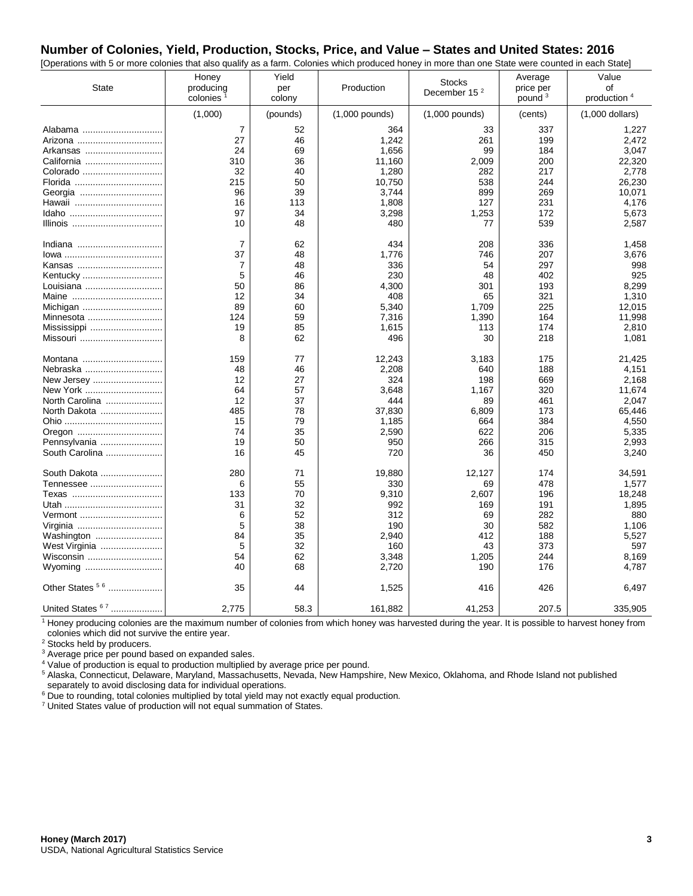## Number of Colonies, Yield, Production, Stocks, Price, and Value – States and United States: 2016

[Operations with 5 or more colonies that also qualify as a farm. Colonies which produced honey in more than one State were counted in each State]

| State | Honey producing colonies [1] | Yield per colony | Production | Stocks December 15 [2] | Average price per pound [3] | Value of production [4] |
|---|---|---|---|---|---|---|
| | (1,000) | (pounds) | (1,000 pounds) | (1,000 pounds) | (cents) | (1,000 dollars) |
| Alabama | 7 | 52 | 364 | 33 | 337 | 1,227 |
| Arizona | 27 | 46 | 1,242 | 261 | 199 | 2,472 |
| Arkansas | 24 | 69 | 1,656 | 99 | 184 | 3,047 |
| California | 310 | 36 | 11,160 | 2,009 | 200 | 22,320 |
| Colorado | 32 | 40 | 1,280 | 282 | 217 | 2,778 |
| Florida | 215 | 50 | 10,750 | 538 | 244 | 26,230 |
| Georgia | 96 | 39 | 3,744 | 899 | 269 | 10,071 |
| Hawaii | 16 | 113 | 1,808 | 127 | 231 | 4,176 |
| Idaho | 97 | 34 | 3,298 | 1,253 | 172 | 5,673 |
| Illinois | 10 | 48 | 480 | 77 | 539 | 2,587 |
| Indiana | 7 | 62 | 434 | 208 | 336 | 1,458 |
| Iowa | 37 | 48 | 1,776 | 746 | 207 | 3,676 |
| Kansas | 7 | 48 | 336 | 54 | 297 | 998 |
| Kentucky | 5 | 46 | 230 | 48 | 402 | 925 |
| Louisiana | 50 | 86 | 4,300 | 301 | 193 | 8,299 |
| Maine | 12 | 34 | 408 | 65 | 321 | 1,310 |
| Michigan | 89 | 60 | 5,340 | 1,709 | 225 | 12,015 |
| Minnesota | 124 | 59 | 7,316 | 1,390 | 164 | 11,998 |
| Mississippi | 19 | 85 | 1,615 | 113 | 174 | 2,810 |
| Missouri | 8 | 62 | 496 | 30 | 218 | 1,081 |
| Montana | 159 | 77 | 12,243 | 3,183 | 175 | 21,425 |
| Nebraska | 48 | 46 | 2,208 | 640 | 188 | 4,151 |
| New Jersey | 12 | 27 | 324 | 198 | 669 | 2,168 |
| New York | 64 | 57 | 3,648 | 1,167 | 320 | 11,674 |
| North Carolina | 12 | 37 | 444 | 89 | 461 | 2,047 |
| North Dakota | 485 | 78 | 37,830 | 6,809 | 173 | 65,446 |
| Ohio | 15 | 79 | 1,185 | 664 | 384 | 4,550 |
| Oregon | 74 | 35 | 2,590 | 622 | 206 | 5,335 |
| Pennsylvania | 19 | 50 | 950 | 266 | 315 | 2,993 |
| South Carolina | 16 | 45 | 720 | 36 | 450 | 3,240 |
| South Dakota | 280 | 71 | 19,880 | 12,127 | 174 | 34,591 |
| Tennessee | 6 | 55 | 330 | 69 | 478 | 1,577 |
| Texas | 133 | 70 | 9,310 | 2,607 | 196 | 18,248 |
| Utah | 31 | 32 | 992 | 169 | 191 | 1,895 |
| Vermont | 6 | 52 | 312 | 69 | 282 | 880 |
| Virginia | 5 | 38 | 190 | 30 | 582 | 1,106 |
| Washington | 84 | 35 | 2,940 | 412 | 188 | 5,527 |
| West Virginia | 5 | 32 | 160 | 43 | 373 | 597 |
| Wisconsin | 54 | 62 | 3,348 | 1,205 | 244 | 8,169 |
| Wyoming | 40 | 68 | 2,720 | 190 | 176 | 4,787 |
| Other States [5,6] | 35 | 44 | 1,525 | 416 | 426 | 6,497 |
| United States [6,7] | 2,775 | 58.3 | 161,882 | 41,253 | 207.5 | 335,905 |

[1] Honey producing colonies are the maximum number of colonies from which honey was harvested during the year. It is possible to harvest honey from colonies which did not survive the entire year.

[2] Stocks held by producers.

[3] Average price per pound based on expanded sales.

[4] Value of production is equal to production multiplied by average price per pound.

[5] Alaska, Connecticut, Delaware, Maryland, Massachusetts, Nevada, New Hampshire, New Mexico, Oklahoma, and Rhode Island not published separately to avoid disclosing data for individual operations.

[6] Due to rounding, total colonies multiplied by total yield may not exactly equal production.

[7] United States value of production will not equal summation of States.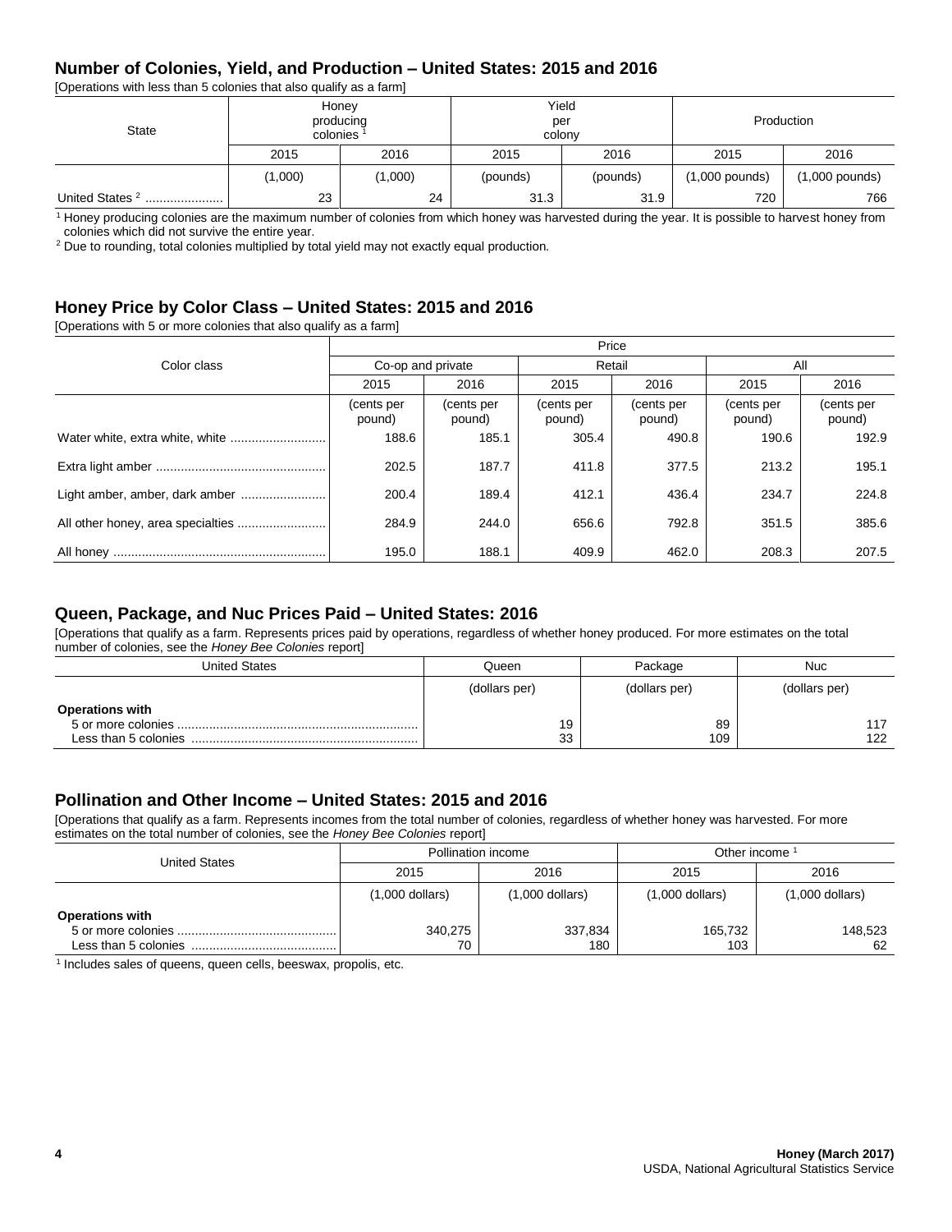## Number of Colonies, Yield, and Production – United States: 2015 and 2016

[Operations with less than 5 colonies that also qualify as a farm]

| State | Honey producing colonies [1] | | Yield per colony | | Production | |
|---|---|---|---|---|---|---|
| | 2015 | 2016 | 2015 | 2016 | 2015 | 2016 |
| | (1,000) | (1,000) | (pounds) | (pounds) | (1,000 pounds) | (1,000 pounds) |
| United States [2] | 23 | 24 | 31.3 | 31.9 | 720 | 766 |

[1] Honey producing colonies are the maximum number of colonies from which honey was harvested during the year. It is possible to harvest honey from colonies which did not survive the entire year.
[2] Due to rounding, total colonies multiplied by total yield may not exactly equal production.

## Honey Price by Color Class – United States: 2015 and 2016

[Operations with 5 or more colonies that also qualify as a farm]

| Color class | Price | | | | | |
|---|---|---|---|---|---|---|
| | Co-op and private | | Retail | | All | |
| | 2015 | 2016 | 2015 | 2016 | 2015 | 2016 |
| | (cents per pound) | (cents per pound) | (cents per pound) | (cents per pound) | (cents per pound) | (cents per pound) |
| Water white, extra white, white | 188.6 | 185.1 | 305.4 | 490.8 | 190.6 | 192.9 |
| Extra light amber | 202.5 | 187.7 | 411.8 | 377.5 | 213.2 | 195.1 |
| Light amber, amber, dark amber | 200.4 | 189.4 | 412.1 | 436.4 | 234.7 | 224.8 |
| All other honey, area specialties | 284.9 | 244.0 | 656.6 | 792.8 | 351.5 | 385.6 |
| All honey | 195.0 | 188.1 | 409.9 | 462.0 | 208.3 | 207.5 |

## Queen, Package, and Nuc Prices Paid – United States: 2016

[Operations that qualify as a farm. Represents prices paid by operations, regardless of whether honey produced. For more estimates on the total number of colonies, see the *Honey Bee Colonies* report]

| United States | Queen | Package | Nuc |
|---|---|---|---|
| | (dollars per) | (dollars per) | (dollars per) |
| **Operations with** | | | |
| 5 or more colonies | 19 | 89 | 117 |
| Less than 5 colonies | 33 | 109 | 122 |

## Pollination and Other Income – United States: 2015 and 2016

[Operations that qualify as a farm. Represents incomes from the total number of colonies, regardless of whether honey was harvested. For more estimates on the total number of colonies, see the *Honey Bee Colonies* report]

| United States | Pollination income | | Other income [1] | |
|---|---|---|---|---|
| | 2015 | 2016 | 2015 | 2016 |
| | (1,000 dollars) | (1,000 dollars) | (1,000 dollars) | (1,000 dollars) |
| **Operations with** | | | | |
| 5 or more colonies | 340,275 | 337,834 | 165,732 | 148,523 |
| Less than 5 colonies | 70 | 180 | 103 | 62 |

[1] Includes sales of queens, queen cells, beeswax, propolis, etc.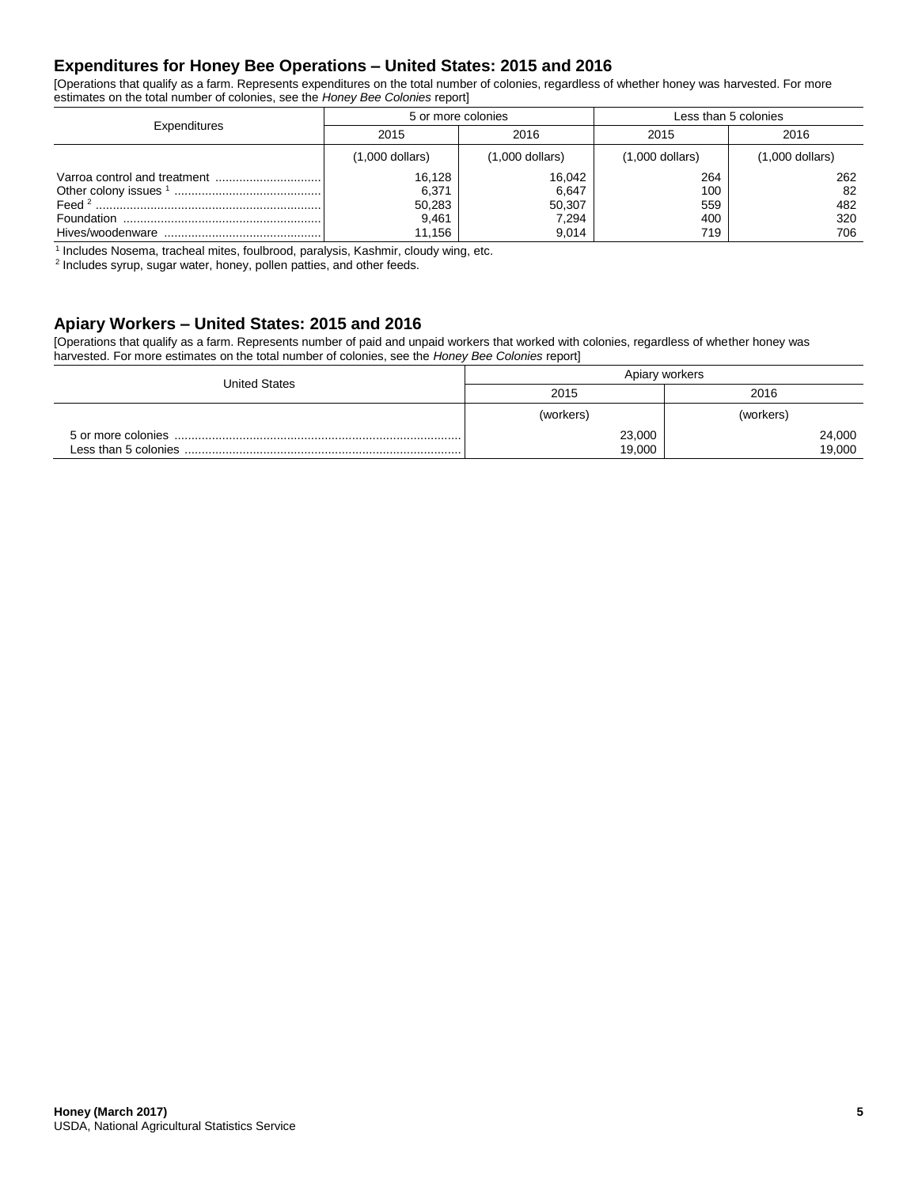## Expenditures for Honey Bee Operations – United States: 2015 and 2016

[Operations that qualify as a farm. Represents expenditures on the total number of colonies, regardless of whether honey was harvested. For more estimates on the total number of colonies, see the *Honey Bee Colonies* report]

| Expenditures | 5 or more colonies | | Less than 5 colonies | |
|---|---|---|---|---|
| | 2015 | 2016 | 2015 | 2016 |
| | (1,000 dollars) | (1,000 dollars) | (1,000 dollars) | (1,000 dollars) |
| Varroa control and treatment | 16,128 | 16,042 | 264 | 262 |
| Other colony issues [1] | 6,371 | 6,647 | 100 | 82 |
| Feed [2] | 50,283 | 50,307 | 559 | 482 |
| Foundation | 9,461 | 7,294 | 400 | 320 |
| Hives/woodenware | 11,156 | 9,014 | 719 | 706 |

[1] Includes Nosema, tracheal mites, foulbrood, paralysis, Kashmir, cloudy wing, etc.
[2] Includes syrup, sugar water, honey, pollen patties, and other feeds.

## Apiary Workers – United States: 2015 and 2016

[Operations that qualify as a farm. Represents number of paid and unpaid workers that worked with colonies, regardless of whether honey was harvested. For more estimates on the total number of colonies, see the *Honey Bee Colonies* report]

| United States | Apiary workers | |
|---|---|---|
| | 2015 | 2016 |
| | (workers) | (workers) |
| 5 or more colonies | 23,000 | 24,000 |
| Less than 5 colonies | 19,000 | 19,000 |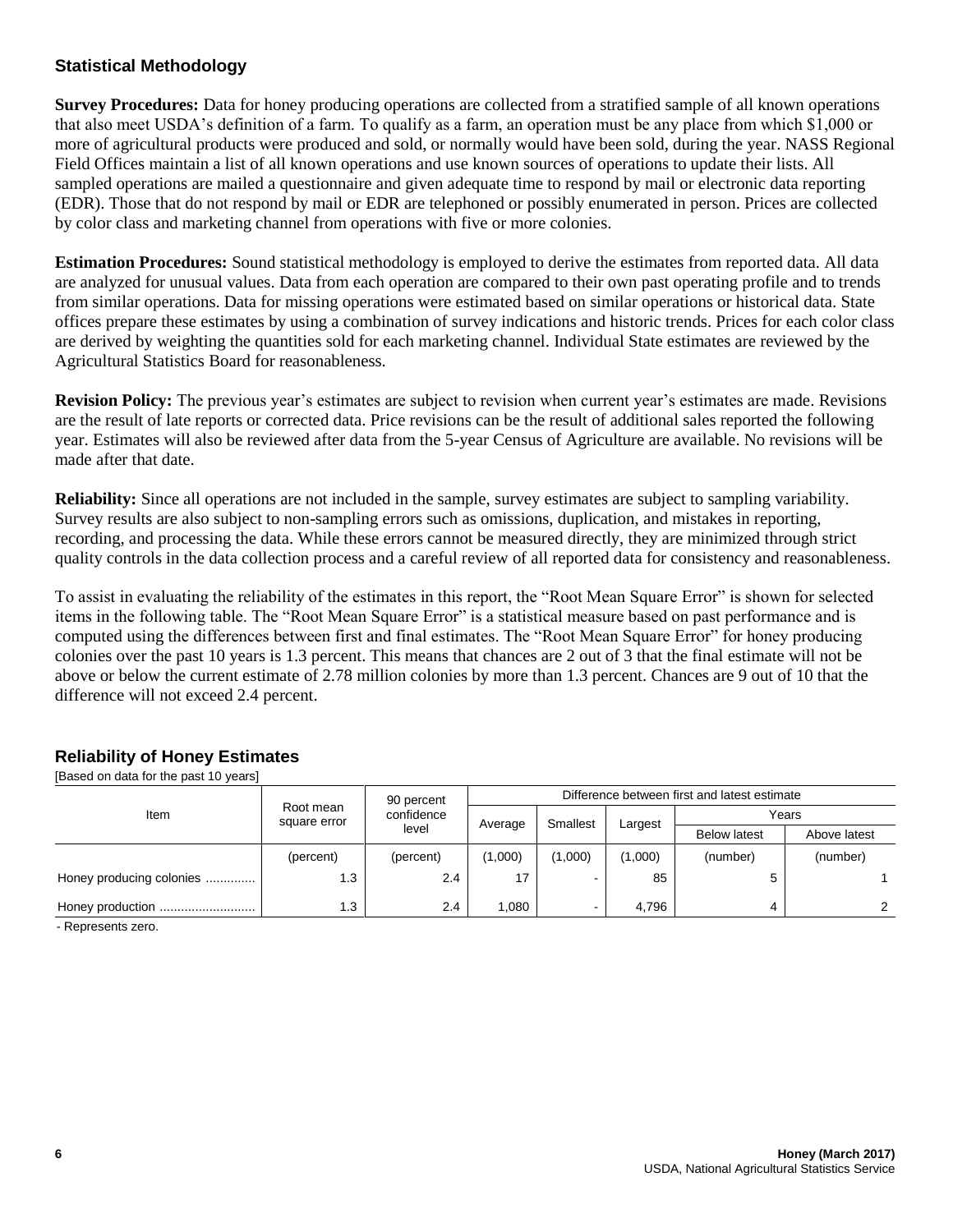## Statistical Methodology

**Survey Procedures:** Data for honey producing operations are collected from a stratified sample of all known operations that also meet USDA's definition of a farm. To qualify as a farm, an operation must be any place from which $1,000 or more of agricultural products were produced and sold, or normally would have been sold, during the year. NASS Regional Field Offices maintain a list of all known operations and use known sources of operations to update their lists. All sampled operations are mailed a questionnaire and given adequate time to respond by mail or electronic data reporting (EDR). Those that do not respond by mail or EDR are telephoned or possibly enumerated in person. Prices are collected by color class and marketing channel from operations with five or more colonies.

**Estimation Procedures:** Sound statistical methodology is employed to derive the estimates from reported data. All data are analyzed for unusual values. Data from each operation are compared to their own past operating profile and to trends from similar operations. Data for missing operations were estimated based on similar operations or historical data. State offices prepare these estimates by using a combination of survey indications and historic trends. Prices for each color class are derived by weighting the quantities sold for each marketing channel. Individual State estimates are reviewed by the Agricultural Statistics Board for reasonableness.

**Revision Policy:** The previous year's estimates are subject to revision when current year's estimates are made. Revisions are the result of late reports or corrected data. Price revisions can be the result of additional sales reported the following year. Estimates will also be reviewed after data from the 5-year Census of Agriculture are available. No revisions will be made after that date.

**Reliability:** Since all operations are not included in the sample, survey estimates are subject to sampling variability. Survey results are also subject to non-sampling errors such as omissions, duplication, and mistakes in reporting, recording, and processing the data. While these errors cannot be measured directly, they are minimized through strict quality controls in the data collection process and a careful review of all reported data for consistency and reasonableness.

To assist in evaluating the reliability of the estimates in this report, the "Root Mean Square Error" is shown for selected items in the following table. The "Root Mean Square Error" is a statistical measure based on past performance and is computed using the differences between first and final estimates. The "Root Mean Square Error" for honey producing colonies over the past 10 years is 1.3 percent. This means that chances are 2 out of 3 that the final estimate will not be above or below the current estimate of 2.78 million colonies by more than 1.3 percent. Chances are 9 out of 10 that the difference will not exceed 2.4 percent.

### Reliability of Honey Estimates

[Based on data for the past 10 years]

| Item | Root mean square error | 90 percent confidence level | Difference between first and latest estimate | | | | |
|---|---|---|---|---|---|---|---|
| | | | Average | Smallest | Largest | Years | |
| | | | | | | Below latest | Above latest |
| | (percent) | (percent) | (1,000) | (1,000) | (1,000) | (number) | (number) |
| Honey producing colonies | 1.3 | 2.4 | 17 | - | 85 | 5 | 1 |
| Honey production | 1.3 | 2.4 | 1,080 | - | 4,796 | 4 | 2 |

- Represents zero.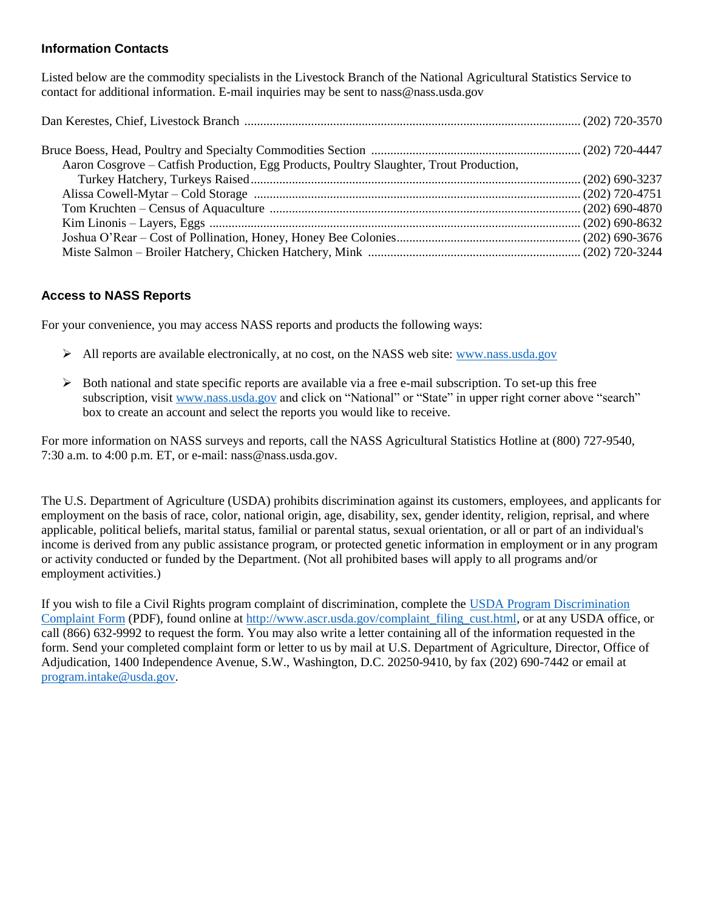### Information Contacts

Listed below are the commodity specialists in the Livestock Branch of the National Agricultural Statistics Service to contact for additional information. E-mail inquiries may be sent to nass@nass.usda.gov

Dan Kerestes, Chief, Livestock Branch ........................................................................................................ (202) 720-3570

Bruce Boess, Head, Poultry and Specialty Commodities Section ................................................................. (202) 720-4447
- Aaron Cosgrove – Catfish Production, Egg Products, Poultry Slaughter, Trout Production, Turkey Hatchery, Turkeys Raised ...................................................................................................... (202) 690-3237
- Alissa Cowell-Mytar – Cold Storage ..................................................................................................... (202) 720-4751
- Tom Kruchten – Census of Aquaculture ................................................................................................ (202) 690-4870
- Kim Linonis – Layers, Eggs ................................................................................................................... (202) 690-8632
- Joshua O'Rear – Cost of Pollination, Honey, Honey Bee Colonies......................................................... (202) 690-3676
- Miste Salmon – Broiler Hatchery, Chicken Hatchery, Mink .................................................................. (202) 720-3244

### Access to NASS Reports

For your convenience, you may access NASS reports and products the following ways:

- All reports are available electronically, at no cost, on the NASS web site: www.nass.usda.gov
- Both national and state specific reports are available via a free e-mail subscription. To set-up this free subscription, visit www.nass.usda.gov and click on "National" or "State" in upper right corner above "search" box to create an account and select the reports you would like to receive.

For more information on NASS surveys and reports, call the NASS Agricultural Statistics Hotline at (800) 727-9540, 7:30 a.m. to 4:00 p.m. ET, or e-mail: nass@nass.usda.gov.

The U.S. Department of Agriculture (USDA) prohibits discrimination against its customers, employees, and applicants for employment on the basis of race, color, national origin, age, disability, sex, gender identity, religion, reprisal, and where applicable, political beliefs, marital status, familial or parental status, sexual orientation, or all or part of an individual's income is derived from any public assistance program, or protected genetic information in employment or in any program or activity conducted or funded by the Department. (Not all prohibited bases will apply to all programs and/or employment activities.)

If you wish to file a Civil Rights program complaint of discrimination, complete the USDA Program Discrimination Complaint Form (PDF), found online at http://www.ascr.usda.gov/complaint_filing_cust.html, or at any USDA office, or call (866) 632-9992 to request the form. You may also write a letter containing all of the information requested in the form. Send your completed complaint form or letter to us by mail at U.S. Department of Agriculture, Director, Office of Adjudication, 1400 Independence Avenue, S.W., Washington, D.C. 20250-9410, by fax (202) 690-7442 or email at program.intake@usda.gov.